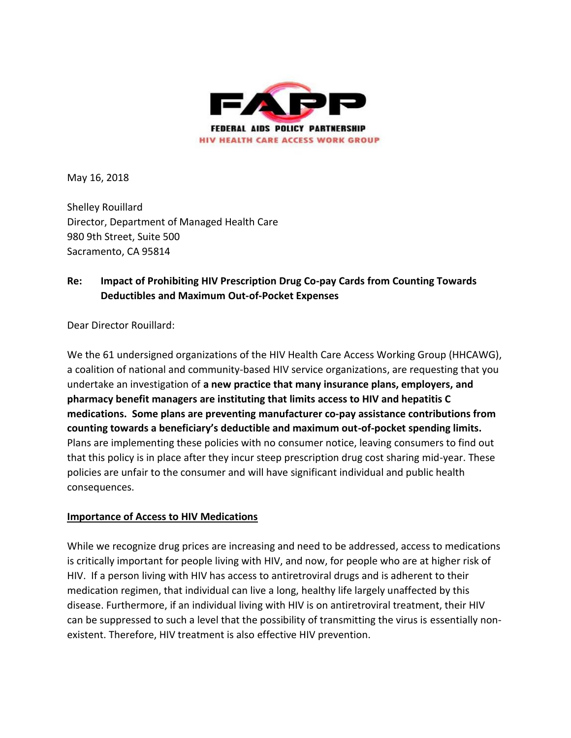FAPP

FEDERAL AIDS POLICY PARTNERSHIP

HIV HEALTH CARE ACCESS WORK GROUP

May 16, 2018

Shelley Rouillard
Director, Department of Managed Health Care
980 9th Street, Suite 500
Sacramento, CA 95814

**Re: Impact of Prohibiting HIV Prescription Drug Co-pay Cards from Counting Towards Deductibles and Maximum Out-of-Pocket Expenses**

Dear Director Rouillard:

We the 61 undersigned organizations of the HIV Health Care Access Working Group (HHCAWG), a coalition of national and community-based HIV service organizations, are requesting that you undertake an investigation of **a new practice that many insurance plans, employers, and pharmacy benefit managers are instituting that limits access to HIV and hepatitis C medications. Some plans are preventing manufacturer co-pay assistance contributions from counting towards a beneficiary's deductible and maximum out-of-pocket spending limits.** Plans are implementing these policies with no consumer notice, leaving consumers to find out that this policy is in place after they incur steep prescription drug cost sharing mid-year. These policies are unfair to the consumer and will have significant individual and public health consequences.

## Importance of Access to HIV Medications

While we recognize drug prices are increasing and need to be addressed, access to medications is critically important for people living with HIV, and now, for people who are at higher risk of HIV. If a person living with HIV has access to antiretroviral drugs and is adherent to their medication regimen, that individual can live a long, healthy life largely unaffected by this disease. Furthermore, if an individual living with HIV is on antiretroviral treatment, their HIV can be suppressed to such a level that the possibility of transmitting the virus is essentially non-existent. Therefore, HIV treatment is also effective HIV prevention.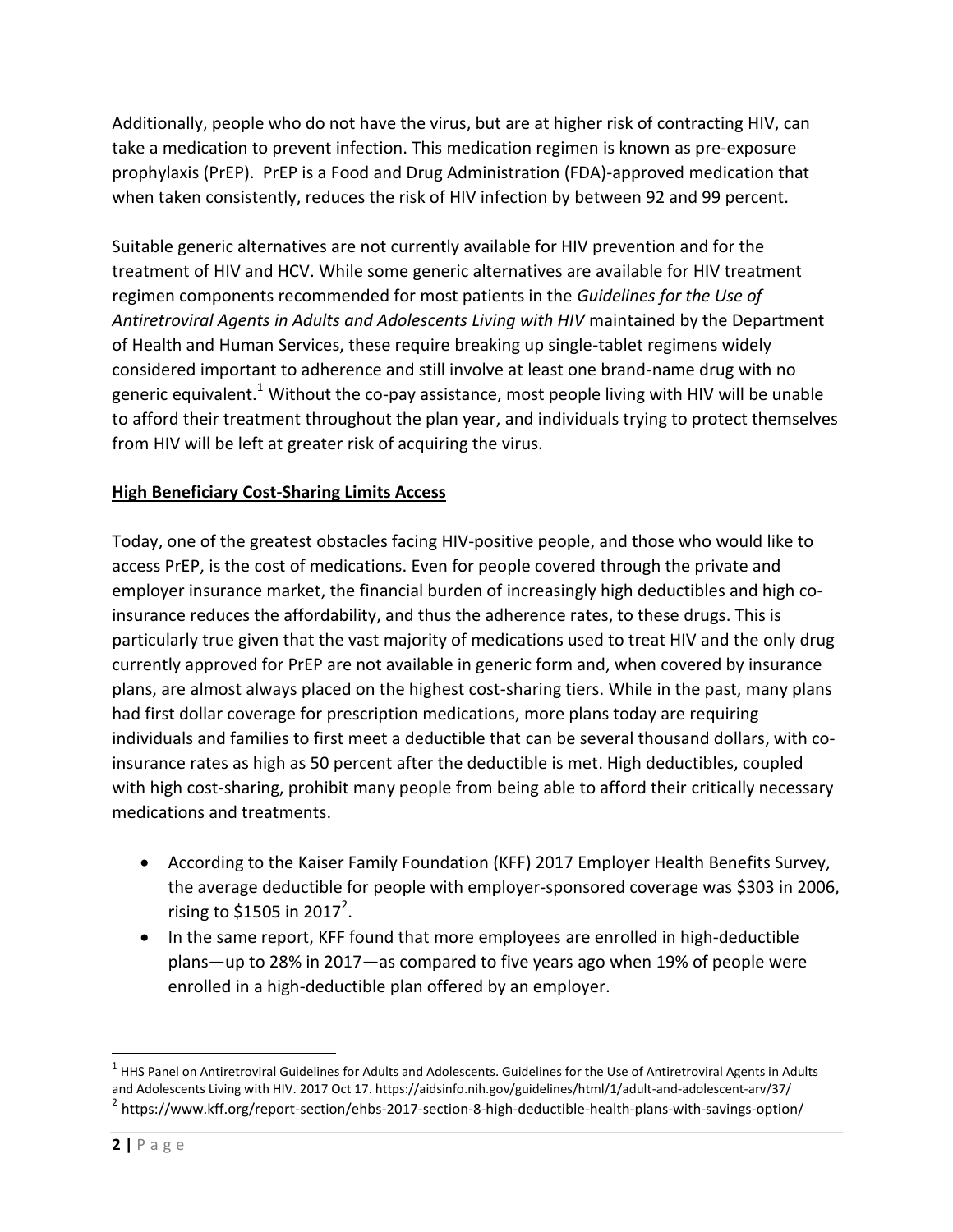Additionally, people who do not have the virus, but are at higher risk of contracting HIV, can take a medication to prevent infection. This medication regimen is known as pre-exposure prophylaxis (PrEP). PrEP is a Food and Drug Administration (FDA)-approved medication that when taken consistently, reduces the risk of HIV infection by between 92 and 99 percent.

Suitable generic alternatives are not currently available for HIV prevention and for the treatment of HIV and HCV. While some generic alternatives are available for HIV treatment regimen components recommended for most patients in the *Guidelines for the Use of Antiretroviral Agents in Adults and Adolescents Living with HIV* maintained by the Department of Health and Human Services, these require breaking up single-tablet regimens widely considered important to adherence and still involve at least one brand-name drug with no generic equivalent.[1] Without the co-pay assistance, most people living with HIV will be unable to afford their treatment throughout the plan year, and individuals trying to protect themselves from HIV will be left at greater risk of acquiring the virus.

## High Beneficiary Cost-Sharing Limits Access

Today, one of the greatest obstacles facing HIV-positive people, and those who would like to access PrEP, is the cost of medications. Even for people covered through the private and employer insurance market, the financial burden of increasingly high deductibles and high co-insurance reduces the affordability, and thus the adherence rates, to these drugs. This is particularly true given that the vast majority of medications used to treat HIV and the only drug currently approved for PrEP are not available in generic form and, when covered by insurance plans, are almost always placed on the highest cost-sharing tiers. While in the past, many plans had first dollar coverage for prescription medications, more plans today are requiring individuals and families to first meet a deductible that can be several thousand dollars, with co-insurance rates as high as 50 percent after the deductible is met. High deductibles, coupled with high cost-sharing, prohibit many people from being able to afford their critically necessary medications and treatments.

- According to the Kaiser Family Foundation (KFF) 2017 Employer Health Benefits Survey, the average deductible for people with employer-sponsored coverage was $303 in 2006, rising to $1505 in 2017[2].
- In the same report, KFF found that more employees are enrolled in high-deductible plans—up to 28% in 2017—as compared to five years ago when 19% of people were enrolled in a high-deductible plan offered by an employer.

---

[1] HHS Panel on Antiretroviral Guidelines for Adults and Adolescents. Guidelines for the Use of Antiretroviral Agents in Adults and Adolescents Living with HIV. 2017 Oct 17. https://aidsinfo.nih.gov/guidelines/html/1/adult-and-adolescent-arv/37/

[2] https://www.kff.org/report-section/ehbs-2017-section-8-high-deductible-health-plans-with-savings-option/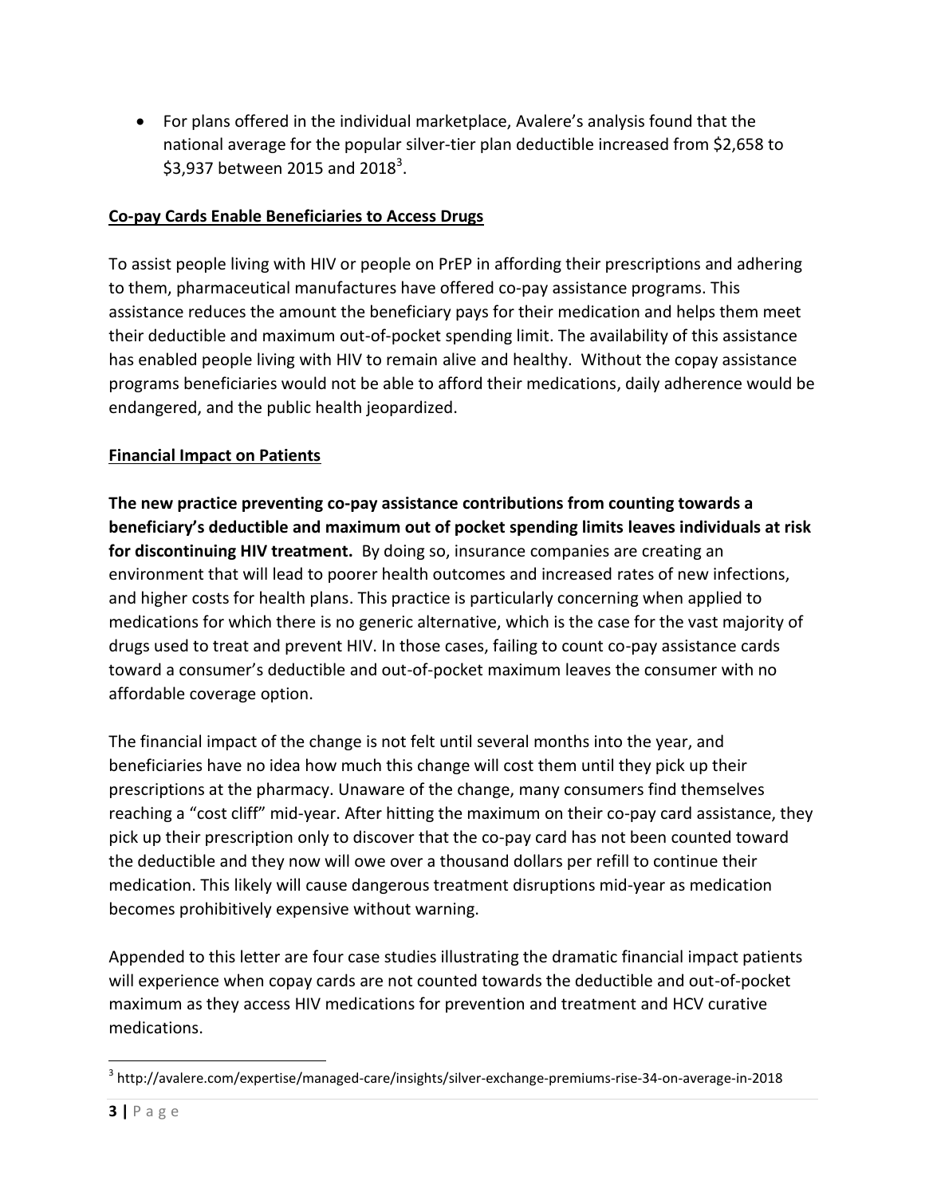- For plans offered in the individual marketplace, Avalere's analysis found that the national average for the popular silver-tier plan deductible increased from $2,658 to $3,937 between 2015 and 2018[3].

**Co-pay Cards Enable Beneficiaries to Access Drugs**

To assist people living with HIV or people on PrEP in affording their prescriptions and adhering to them, pharmaceutical manufactures have offered co-pay assistance programs. This assistance reduces the amount the beneficiary pays for their medication and helps them meet their deductible and maximum out-of-pocket spending limit. The availability of this assistance has enabled people living with HIV to remain alive and healthy. Without the copay assistance programs beneficiaries would not be able to afford their medications, daily adherence would be endangered, and the public health jeopardized.

**Financial Impact on Patients**

**The new practice preventing co-pay assistance contributions from counting towards a beneficiary's deductible and maximum out of pocket spending limits leaves individuals at risk for discontinuing HIV treatment.** By doing so, insurance companies are creating an environment that will lead to poorer health outcomes and increased rates of new infections, and higher costs for health plans. This practice is particularly concerning when applied to medications for which there is no generic alternative, which is the case for the vast majority of drugs used to treat and prevent HIV. In those cases, failing to count co-pay assistance cards toward a consumer's deductible and out-of-pocket maximum leaves the consumer with no affordable coverage option.

The financial impact of the change is not felt until several months into the year, and beneficiaries have no idea how much this change will cost them until they pick up their prescriptions at the pharmacy. Unaware of the change, many consumers find themselves reaching a "cost cliff" mid-year. After hitting the maximum on their co-pay card assistance, they pick up their prescription only to discover that the co-pay card has not been counted toward the deductible and they now will owe over a thousand dollars per refill to continue their medication. This likely will cause dangerous treatment disruptions mid-year as medication becomes prohibitively expensive without warning.

Appended to this letter are four case studies illustrating the dramatic financial impact patients will experience when copay cards are not counted towards the deductible and out-of-pocket maximum as they access HIV medications for prevention and treatment and HCV curative medications.

[3] http://avalere.com/expertise/managed-care/insights/silver-exchange-premiums-rise-34-on-average-in-2018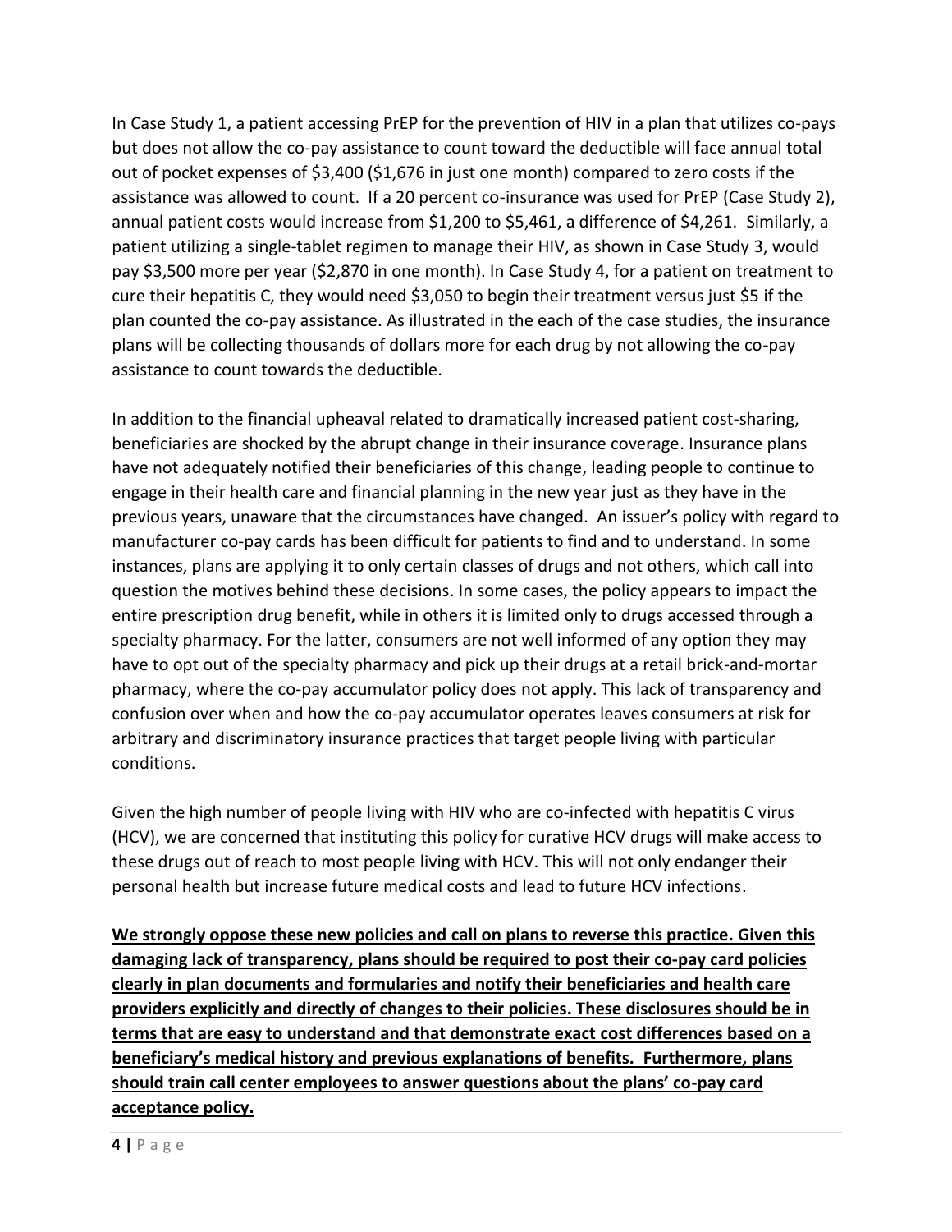In Case Study 1, a patient accessing PrEP for the prevention of HIV in a plan that utilizes co-pays but does not allow the co-pay assistance to count toward the deductible will face annual total out of pocket expenses of $3,400 ($1,676 in just one month) compared to zero costs if the assistance was allowed to count. If a 20 percent co-insurance was used for PrEP (Case Study 2), annual patient costs would increase from $1,200 to $5,461, a difference of $4,261. Similarly, a patient utilizing a single-tablet regimen to manage their HIV, as shown in Case Study 3, would pay $3,500 more per year ($2,870 in one month). In Case Study 4, for a patient on treatment to cure their hepatitis C, they would need $3,050 to begin their treatment versus just $5 if the plan counted the co-pay assistance. As illustrated in the each of the case studies, the insurance plans will be collecting thousands of dollars more for each drug by not allowing the co-pay assistance to count towards the deductible.

In addition to the financial upheaval related to dramatically increased patient cost-sharing, beneficiaries are shocked by the abrupt change in their insurance coverage. Insurance plans have not adequately notified their beneficiaries of this change, leading people to continue to engage in their health care and financial planning in the new year just as they have in the previous years, unaware that the circumstances have changed. An issuer's policy with regard to manufacturer co-pay cards has been difficult for patients to find and to understand. In some instances, plans are applying it to only certain classes of drugs and not others, which call into question the motives behind these decisions. In some cases, the policy appears to impact the entire prescription drug benefit, while in others it is limited only to drugs accessed through a specialty pharmacy. For the latter, consumers are not well informed of any option they may have to opt out of the specialty pharmacy and pick up their drugs at a retail brick-and-mortar pharmacy, where the co-pay accumulator policy does not apply. This lack of transparency and confusion over when and how the co-pay accumulator operates leaves consumers at risk for arbitrary and discriminatory insurance practices that target people living with particular conditions.

Given the high number of people living with HIV who are co-infected with hepatitis C virus (HCV), we are concerned that instituting this policy for curative HCV drugs will make access to these drugs out of reach to most people living with HCV. This will not only endanger their personal health but increase future medical costs and lead to future HCV infections.

**We strongly oppose these new policies and call on plans to reverse this practice. Given this damaging lack of transparency, plans should be required to post their co-pay card policies clearly in plan documents and formularies and notify their beneficiaries and health care providers explicitly and directly of changes to their policies. These disclosures should be in terms that are easy to understand and that demonstrate exact cost differences based on a beneficiary's medical history and previous explanations of benefits. Furthermore, plans should train call center employees to answer questions about the plans' co-pay card acceptance policy.**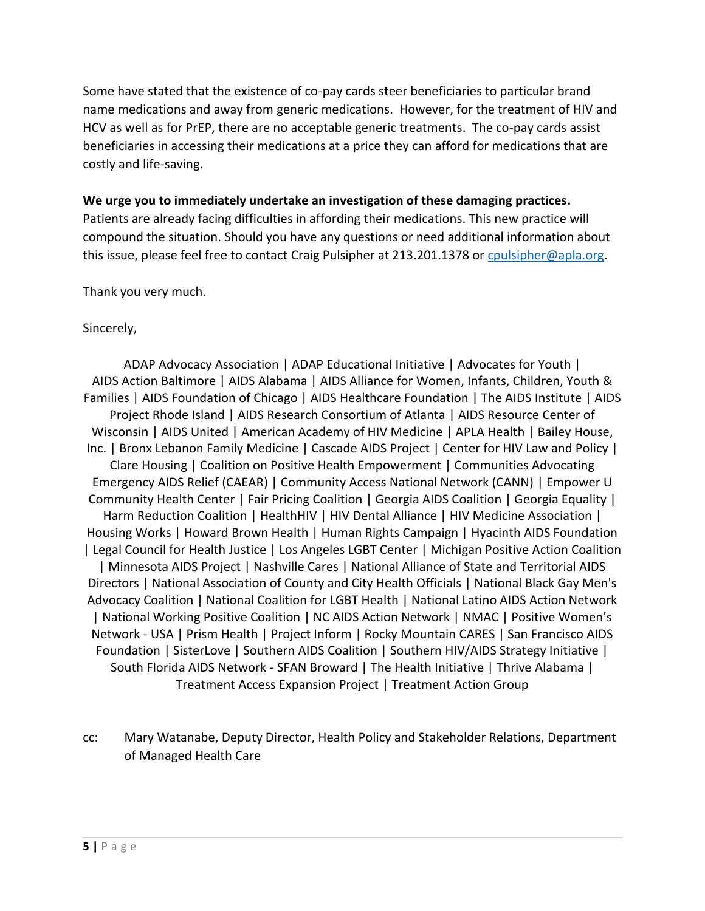Some have stated that the existence of co-pay cards steer beneficiaries to particular brand name medications and away from generic medications. However, for the treatment of HIV and HCV as well as for PrEP, there are no acceptable generic treatments. The co-pay cards assist beneficiaries in accessing their medications at a price they can afford for medications that are costly and life-saving.

**We urge you to immediately undertake an investigation of these damaging practices.** Patients are already facing difficulties in affording their medications. This new practice will compound the situation. Should you have any questions or need additional information about this issue, please feel free to contact Craig Pulsipher at 213.201.1378 or cpulsipher@apla.org.

Thank you very much.

Sincerely,

ADAP Advocacy Association | ADAP Educational Initiative | Advocates for Youth | AIDS Action Baltimore | AIDS Alabama | AIDS Alliance for Women, Infants, Children, Youth & Families | AIDS Foundation of Chicago | AIDS Healthcare Foundation | The AIDS Institute | AIDS Project Rhode Island | AIDS Research Consortium of Atlanta | AIDS Resource Center of Wisconsin | AIDS United | American Academy of HIV Medicine | APLA Health | Bailey House, Inc. | Bronx Lebanon Family Medicine | Cascade AIDS Project | Center for HIV Law and Policy | Clare Housing | Coalition on Positive Health Empowerment | Communities Advocating Emergency AIDS Relief (CAEAR) | Community Access National Network (CANN) | Empower U Community Health Center | Fair Pricing Coalition | Georgia AIDS Coalition | Georgia Equality | Harm Reduction Coalition | HealthHIV | HIV Dental Alliance | HIV Medicine Association | Housing Works | Howard Brown Health | Human Rights Campaign | Hyacinth AIDS Foundation | Legal Council for Health Justice | Los Angeles LGBT Center | Michigan Positive Action Coalition | Minnesota AIDS Project | Nashville Cares | National Alliance of State and Territorial AIDS Directors | National Association of County and City Health Officials | National Black Gay Men's Advocacy Coalition | National Coalition for LGBT Health | National Latino AIDS Action Network | National Working Positive Coalition | NC AIDS Action Network | NMAC | Positive Women's Network - USA | Prism Health | Project Inform | Rocky Mountain CARES | San Francisco AIDS Foundation | SisterLove | Southern AIDS Coalition | Southern HIV/AIDS Strategy Initiative | South Florida AIDS Network - SFAN Broward | The Health Initiative | Thrive Alabama | Treatment Access Expansion Project | Treatment Action Group

cc: Mary Watanabe, Deputy Director, Health Policy and Stakeholder Relations, Department of Managed Health Care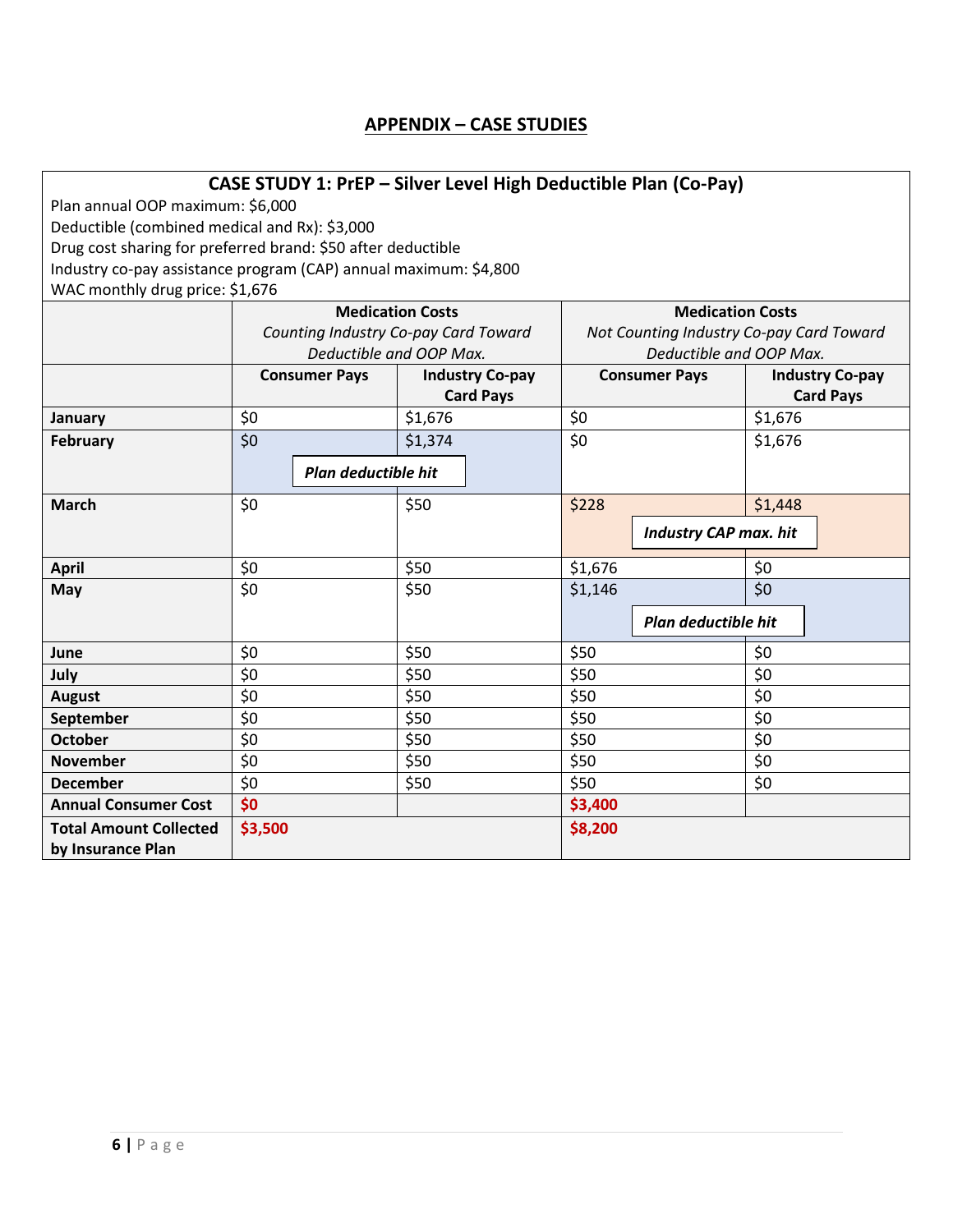## APPENDIX – CASE STUDIES

**CASE STUDY 1: PrEP – Silver Level High Deductible Plan (Co-Pay)**

Plan annual OOP maximum: $6,000
Deductible (combined medical and Rx): $3,000
Drug cost sharing for preferred brand: $50 after deductible
Industry co-pay assistance program (CAP) annual maximum: $4,800
WAC monthly drug price: $1,676

| | **Medication Costs** *Counting Industry Co-pay Card Toward Deductible and OOP Max.* | | **Medication Costs** *Not Counting Industry Co-pay Card Toward Deductible and OOP Max.* | |
|---|---|---|---|---|
| | **Consumer Pays** | **Industry Co-pay Card Pays** | **Consumer Pays** | **Industry Co-pay Card Pays** |
| **January** | $0 | $1,676 | $0 | $1,676 |
| **February** | $0 | $1,374 ***Plan deductible hit*** | $0 | $1,676 |
| **March** | $0 | $50 | $228 | $1,448 ***Industry CAP max. hit*** |
| **April** | $0 | $50 | $1,676 | $0 |
| **May** | $0 | $50 | $1,146 | $0 ***Plan deductible hit*** |
| **June** | $0 | $50 | $50 | $0 |
| **July** | $0 | $50 | $50 | $0 |
| **August** | $0 | $50 | $50 | $0 |
| **September** | $0 | $50 | $50 | $0 |
| **October** | $0 | $50 | $50 | $0 |
| **November** | $0 | $50 | $50 | $0 |
| **December** | $0 | $50 | $50 | $0 |
| **Annual Consumer Cost** | **$0** | | **$3,400** | |
| **Total Amount Collected by Insurance Plan** | **$3,500** | | **$8,200** | |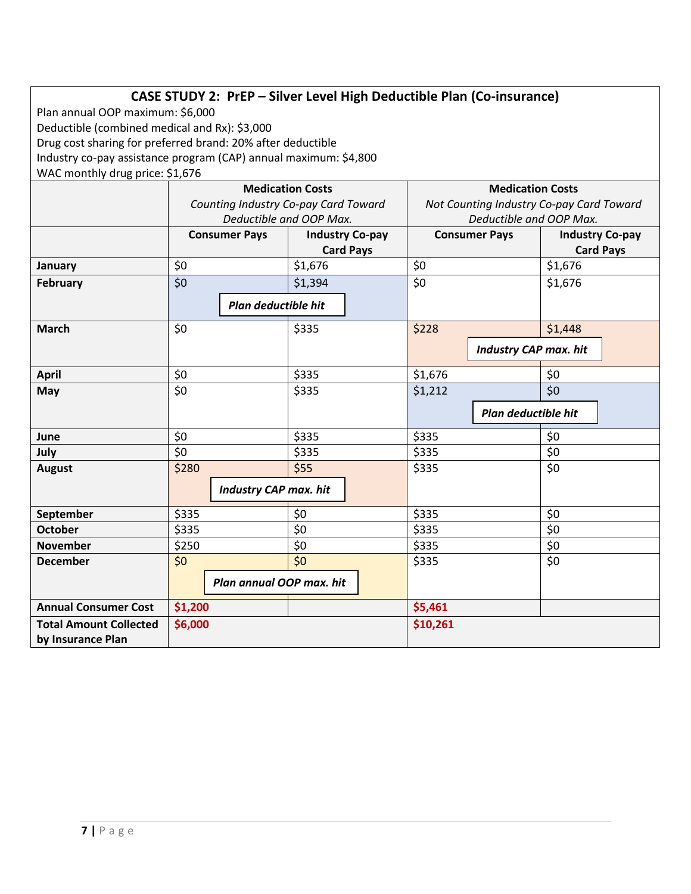## CASE STUDY 2: PrEP – Silver Level High Deductible Plan (Co-insurance)

Plan annual OOP maximum: $6,000
Deductible (combined medical and Rx): $3,000
Drug cost sharing for preferred brand: 20% after deductible
Industry co-pay assistance program (CAP) annual maximum: $4,800
WAC monthly drug price: $1,676

| | Medication Costs *Counting Industry Co-pay Card Toward Deductible and OOP Max.* | | Medication Costs *Not Counting Industry Co-pay Card Toward Deductible and OOP Max.* | |
|---|---|---|---|---|
| | **Consumer Pays** | **Industry Co-pay Card Pays** | **Consumer Pays** | **Industry Co-pay Card Pays** |
| **January** | $0 | $1,676 | $0 | $1,676 |
| **February** | $0 *Plan deductible hit* | $1,394 | $0 | $1,676 |
| **March** | $0 | $335 | $228 | $1,448 *Industry CAP max. hit* |
| **April** | $0 | $335 | $1,676 | $0 |
| **May** | $0 | $335 | $1,212 *Plan deductible hit* | $0 |
| **June** | $0 | $335 | $335 | $0 |
| **July** | $0 | $335 | $335 | $0 |
| **August** | $280 *Industry CAP max. hit* | $55 | $335 | $0 |
| **September** | $335 | $0 | $335 | $0 |
| **October** | $335 | $0 | $335 | $0 |
| **November** | $250 | $0 | $335 | $0 |
| **December** | $0 *Plan annual OOP max. hit* | $0 | $335 | $0 |
| **Annual Consumer Cost** | $1,200 | | $5,461 | |
| **Total Amount Collected by Insurance Plan** | $6,000 | | $10,261 | |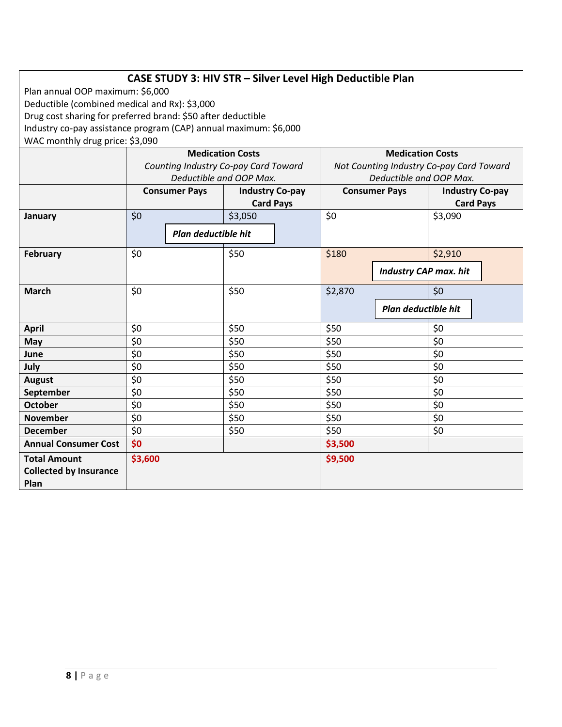**CASE STUDY 3: HIV STR – Silver Level High Deductible Plan**

Plan annual OOP maximum: $6,000
Deductible (combined medical and Rx): $3,000
Drug cost sharing for preferred brand: $50 after deductible
Industry co-pay assistance program (CAP) annual maximum: $6,000
WAC monthly drug price: $3,090

| | **Medication Costs** *Counting Industry Co-pay Card Toward Deductible and OOP Max.* | | **Medication Costs** *Not Counting Industry Co-pay Card Toward Deductible and OOP Max.* | |
|---|---|---|---|---|
| | **Consumer Pays** | **Industry Co-pay Card Pays** | **Consumer Pays** | **Industry Co-pay Card Pays** |
| **January** | $0 | $3,050 ***Plan deductible hit*** | $0 | $3,090 |
| **February** | $0 | $50 | $180 | $2,910 ***Industry CAP max. hit*** |
| **March** | $0 | $50 | $2,870 | $0 ***Plan deductible hit*** |
| **April** | $0 | $50 | $50 | $0 |
| **May** | $0 | $50 | $50 | $0 |
| **June** | $0 | $50 | $50 | $0 |
| **July** | $0 | $50 | $50 | $0 |
| **August** | $0 | $50 | $50 | $0 |
| **September** | $0 | $50 | $50 | $0 |
| **October** | $0 | $50 | $50 | $0 |
| **November** | $0 | $50 | $50 | $0 |
| **December** | $0 | $50 | $50 | $0 |
| **Annual Consumer Cost** | **$0** | | **$3,500** | |
| **Total Amount Collected by Insurance Plan** | **$3,600** | | **$9,500** | |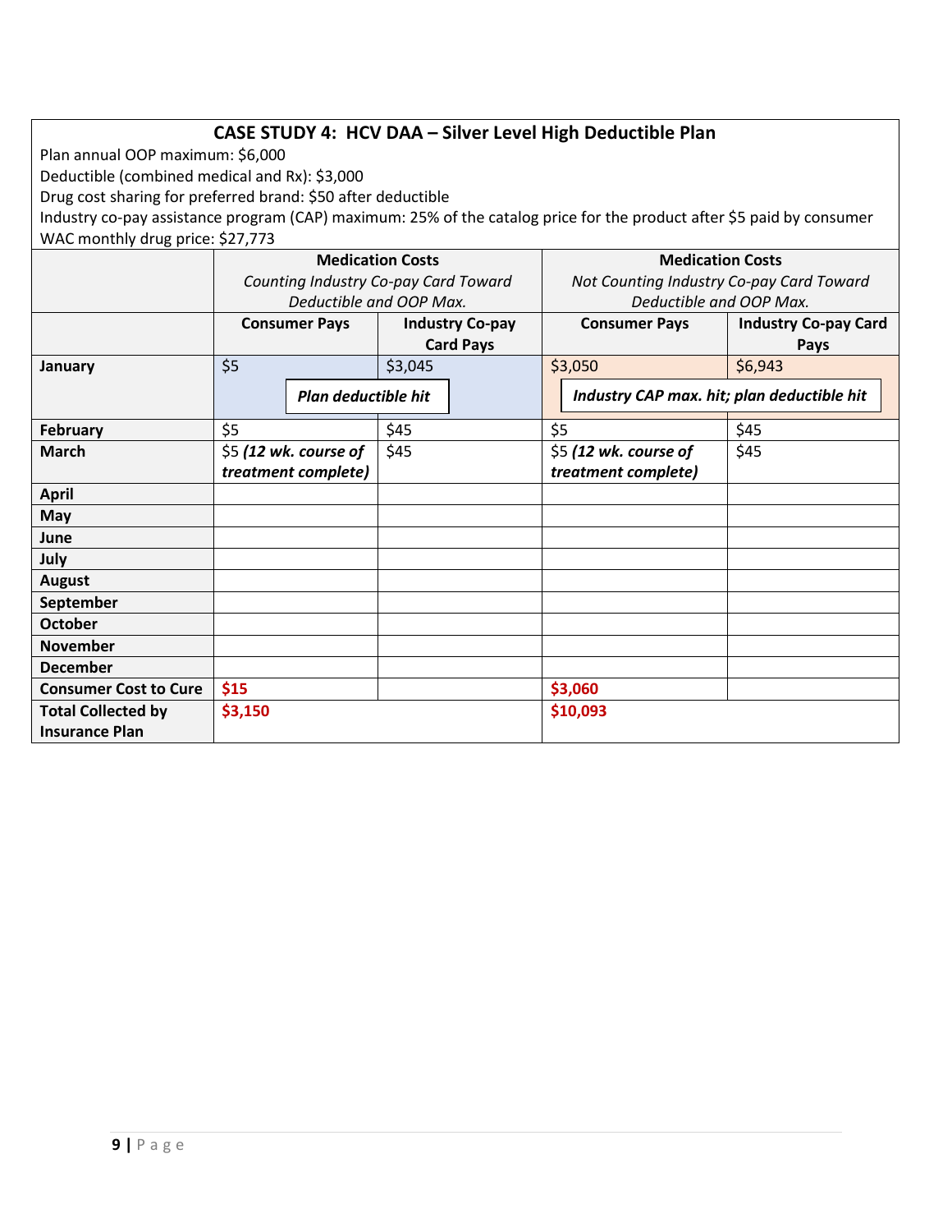**CASE STUDY 4: HCV DAA – Silver Level High Deductible Plan**

Plan annual OOP maximum: $6,000
Deductible (combined medical and Rx): $3,000
Drug cost sharing for preferred brand: $50 after deductible
Industry co-pay assistance program (CAP) maximum: 25% of the catalog price for the product after $5 paid by consumer
WAC monthly drug price: $27,773

| | **Medication Costs** *Counting Industry Co-pay Card Toward Deductible and OOP Max.* | | **Medication Costs** *Not Counting Industry Co-pay Card Toward Deductible and OOP Max.* | |
|---|---|---|---|---|
| | **Consumer Pays** | **Industry Co-pay Card Pays** | **Consumer Pays** | **Industry Co-pay Card Pays** |
| **January** | $5 ***Plan deductible hit*** | $3,045 | $3,050 ***Industry CAP max. hit; plan deductible hit*** | $6,943 |
| **February** | $5 | $45 | $5 | $45 |
| **March** | $5 ***(12 wk. course of treatment complete)*** | $45 | $5 ***(12 wk. course of treatment complete)*** | $45 |
| **April** | | | | |
| **May** | | | | |
| **June** | | | | |
| **July** | | | | |
| **August** | | | | |
| **September** | | | | |
| **October** | | | | |
| **November** | | | | |
| **December** | | | | |
| **Consumer Cost to Cure** | **$15** | | **$3,060** | |
| **Total Collected by Insurance Plan** | **$3,150** | | **$10,093** | |